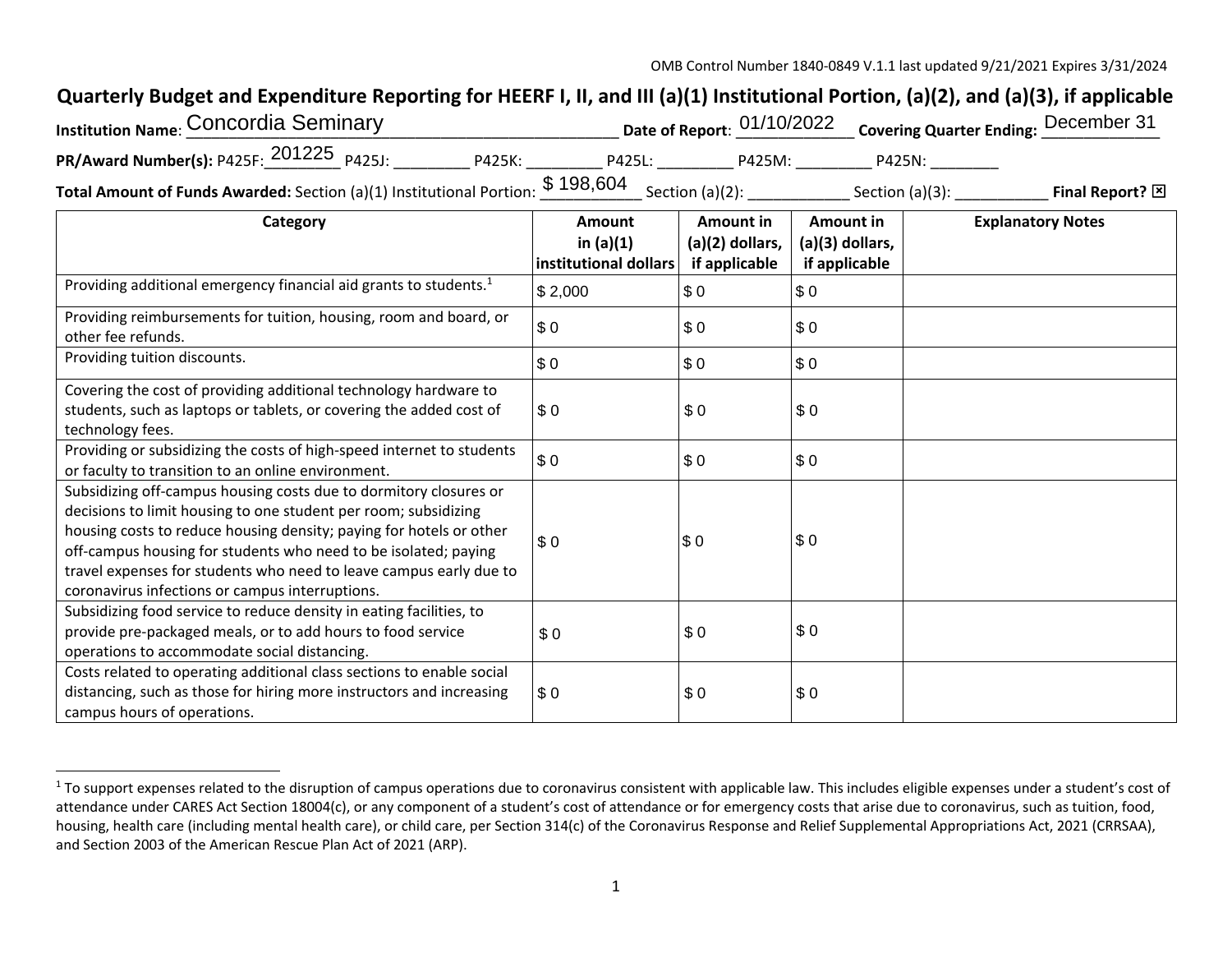OMB Control Number 1840-0849 V.1.1 last updated 9/21/2021 Expires 3/31/2024

# Quarterly Budget and Expenditure Reporting for HEERF I, II, and III (a)(1) Institutional Portion, (a)(2), and (a)(3), if applicable

**Institution Name**: Concordia Seminary **Date of Report**: 01/10/2022 **Covering Quarter Ending:** December 31

**PR/Award Number(s):** P425F: 201225 P425J: _________ P425K: _________ P425L: _________ P425M: _________ P425N: ________

**Total Amount of Funds Awarded:** Section (a)(1) Institutional Portion: $ 198,604 Section (a)(2): ___________ Section (a)(3): ___________ **Final Report?** ☒

| Category | Amount in (a)(1) institutional dollars | Amount in (a)(2) dollars, if applicable | Amount in (a)(3) dollars, if applicable | Explanatory Notes |
|---|---|---|---|---|
| Providing additional emergency financial aid grants to students.[1] | $ 2,000 | $ 0 | $ 0 | |
| Providing reimbursements for tuition, housing, room and board, or other fee refunds. | $ 0 | $ 0 | $ 0 | |
| Providing tuition discounts. | $ 0 | $ 0 | $ 0 | |
| Covering the cost of providing additional technology hardware to students, such as laptops or tablets, or covering the added cost of technology fees. | $ 0 | $ 0 | $ 0 | |
| Providing or subsidizing the costs of high-speed internet to students or faculty to transition to an online environment. | $ 0 | $ 0 | $ 0 | |
| Subsidizing off-campus housing costs due to dormitory closures or decisions to limit housing to one student per room; subsidizing housing costs to reduce housing density; paying for hotels or other off-campus housing for students who need to be isolated; paying travel expenses for students who need to leave campus early due to coronavirus infections or campus interruptions. | $ 0 | $ 0 | $ 0 | |
| Subsidizing food service to reduce density in eating facilities, to provide pre-packaged meals, or to add hours to food service operations to accommodate social distancing. | $ 0 | $ 0 | $ 0 | |
| Costs related to operating additional class sections to enable social distancing, such as those for hiring more instructors and increasing campus hours of operations. | $ 0 | $ 0 | $ 0 | |

[1] To support expenses related to the disruption of campus operations due to coronavirus consistent with applicable law. This includes eligible expenses under a student's cost of attendance under CARES Act Section 18004(c), or any component of a student's cost of attendance or for emergency costs that arise due to coronavirus, such as tuition, food, housing, health care (including mental health care), or child care, per Section 314(c) of the Coronavirus Response and Relief Supplemental Appropriations Act, 2021 (CRRSAA), and Section 2003 of the American Rescue Plan Act of 2021 (ARP).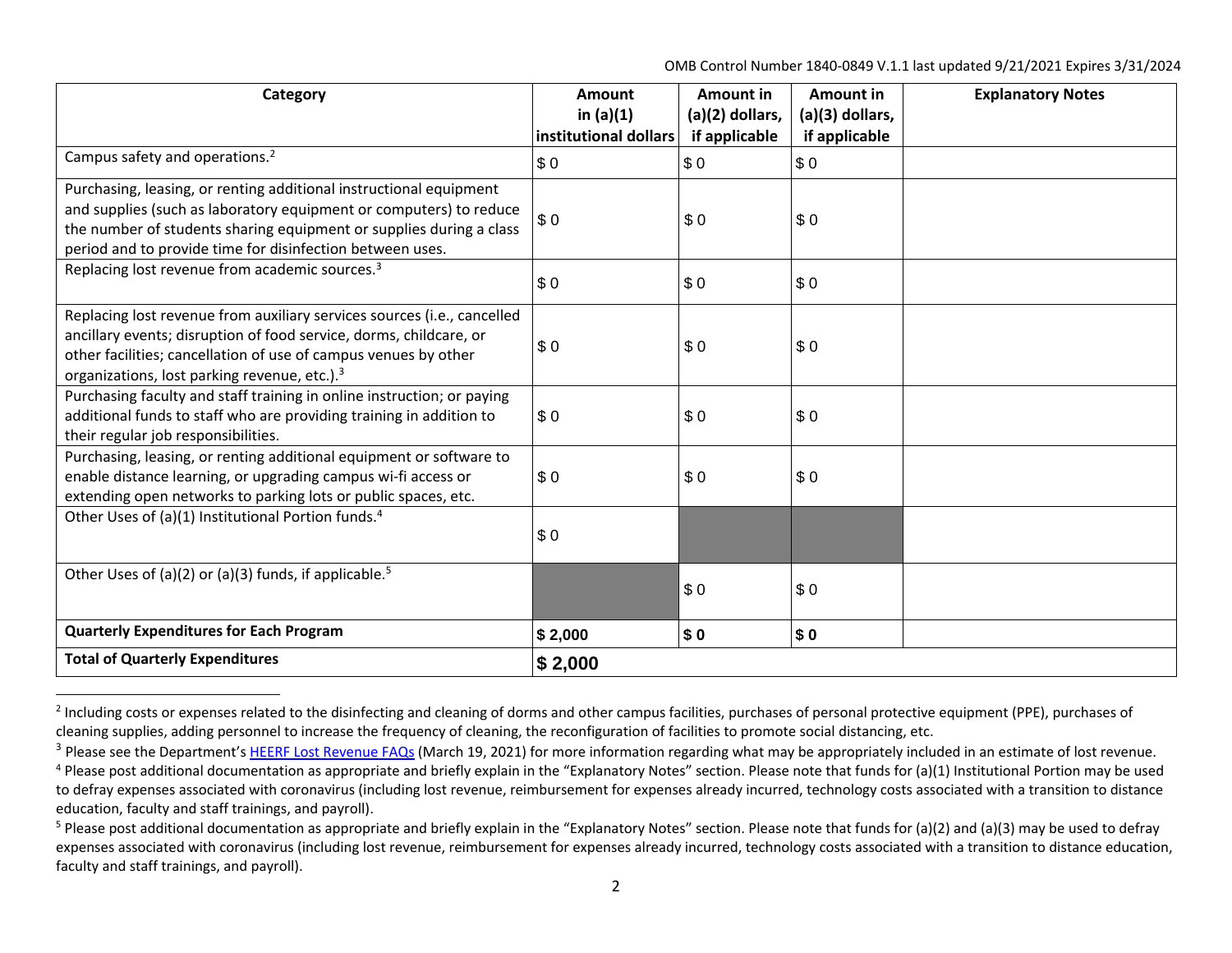OMB Control Number 1840-0849 V.1.1 last updated 9/21/2021 Expires 3/31/2024

| Category | Amount in (a)(1) institutional dollars | Amount in (a)(2) dollars, if applicable | Amount in (a)(3) dollars, if applicable | Explanatory Notes |
|---|---|---|---|---|
| Campus safety and operations.[2] | $ 0 | $ 0 | $ 0 | |
| Purchasing, leasing, or renting additional instructional equipment and supplies (such as laboratory equipment or computers) to reduce the number of students sharing equipment or supplies during a class period and to provide time for disinfection between uses. | $ 0 | $ 0 | $ 0 | |
| Replacing lost revenue from academic sources.[3] | $ 0 | $ 0 | $ 0 | |
| Replacing lost revenue from auxiliary services sources (i.e., cancelled ancillary events; disruption of food service, dorms, childcare, or other facilities; cancellation of use of campus venues by other organizations, lost parking revenue, etc.).[3] | $ 0 | $ 0 | $ 0 | |
| Purchasing faculty and staff training in online instruction; or paying additional funds to staff who are providing training in addition to their regular job responsibilities. | $ 0 | $ 0 | $ 0 | |
| Purchasing, leasing, or renting additional equipment or software to enable distance learning, or upgrading campus wi-fi access or extending open networks to parking lots or public spaces, etc. | $ 0 | $ 0 | $ 0 | |
| Other Uses of (a)(1) Institutional Portion funds.[4] | $ 0 | | | |
| Other Uses of (a)(2) or (a)(3) funds, if applicable.[5] | | $ 0 | $ 0 | |
| **Quarterly Expenditures for Each Program** | **$ 2,000** | **$ 0** | **$ 0** | |
| **Total of Quarterly Expenditures** | **$ 2,000** | | | |

[2] Including costs or expenses related to the disinfecting and cleaning of dorms and other campus facilities, purchases of personal protective equipment (PPE), purchases of cleaning supplies, adding personnel to increase the frequency of cleaning, the reconfiguration of facilities to promote social distancing, etc.

[3] Please see the Department's HEERF Lost Revenue FAQs (March 19, 2021) for more information regarding what may be appropriately included in an estimate of lost revenue.

[4] Please post additional documentation as appropriate and briefly explain in the "Explanatory Notes" section. Please note that funds for (a)(1) Institutional Portion may be used to defray expenses associated with coronavirus (including lost revenue, reimbursement for expenses already incurred, technology costs associated with a transition to distance education, faculty and staff trainings, and payroll).

[5] Please post additional documentation as appropriate and briefly explain in the "Explanatory Notes" section. Please note that funds for (a)(2) and (a)(3) may be used to defray expenses associated with coronavirus (including lost revenue, reimbursement for expenses already incurred, technology costs associated with a transition to distance education, faculty and staff trainings, and payroll).